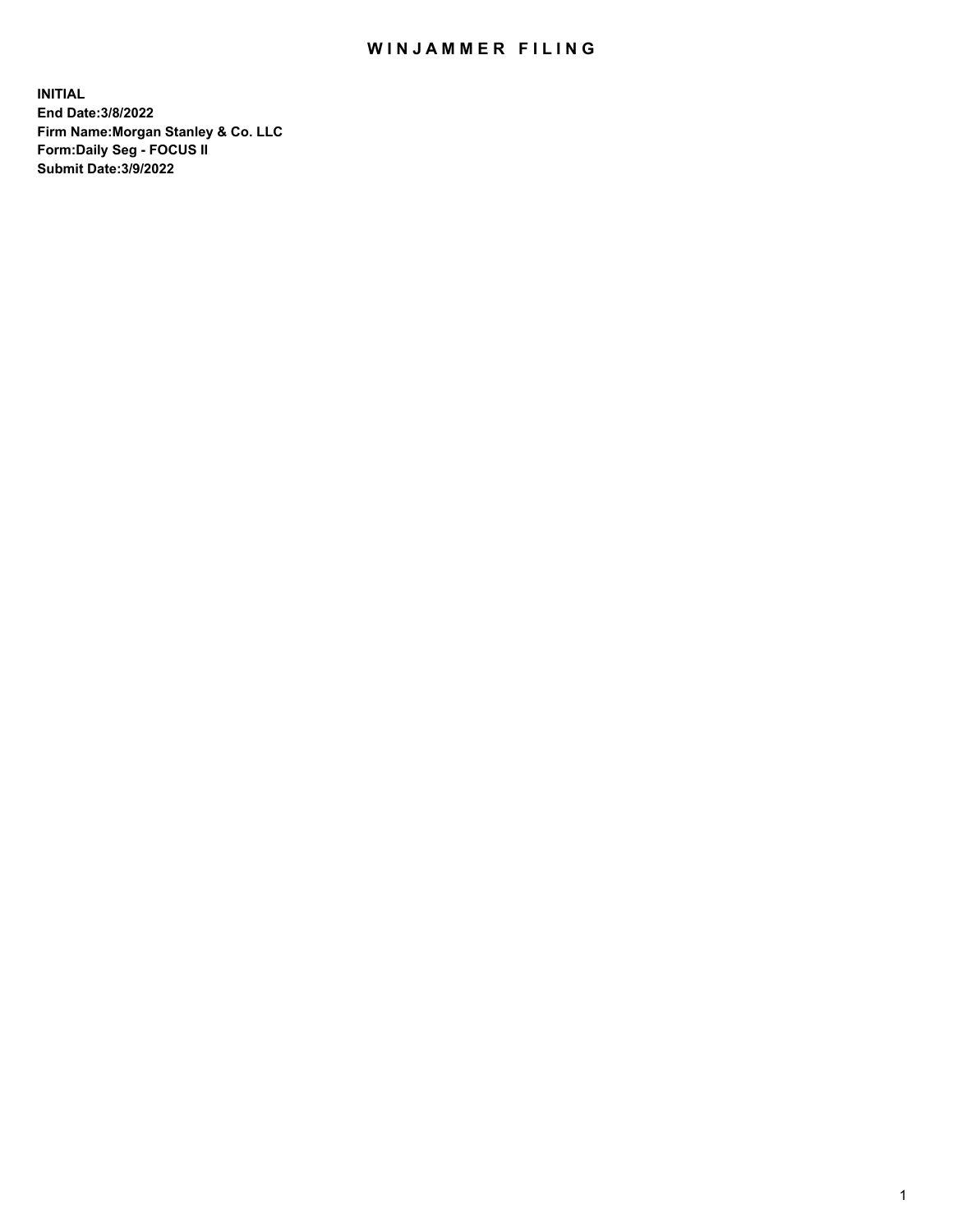# WINJAMMER FILING

**INITIAL**
**End Date:3/8/2022**
**Firm Name:Morgan Stanley & Co. LLC**
**Form:Daily Seg - FOCUS II**
**Submit Date:3/9/2022**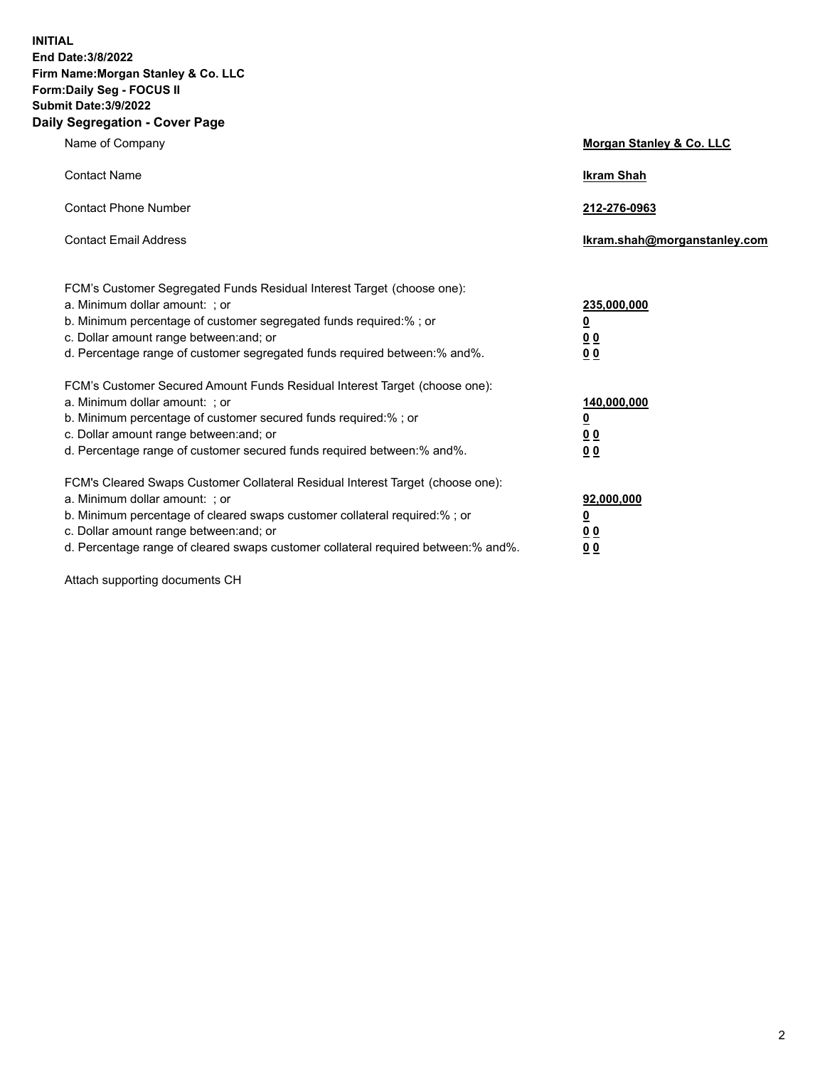**INITIAL**
**End Date:3/8/2022**
**Firm Name:Morgan Stanley & Co. LLC**
**Form:Daily Seg - FOCUS II**
**Submit Date:3/9/2022**

## Daily Segregation - Cover Page

| | |
|---|---|
| Name of Company | **Morgan Stanley & Co. LLC** |
| Contact Name | **Ikram Shah** |
| Contact Phone Number | **212-276-0963** |
| Contact Email Address | **Ikram.shah@morganstanley.com** |

| | |
|---|---|
| FCM's Customer Segregated Funds Residual Interest Target (choose one): | |
| a. Minimum dollar amount: ; or | **235,000,000** |
| b. Minimum percentage of customer segregated funds required:% ; or | **0** |
| c. Dollar amount range between:and; or | **0 0** |
| d. Percentage range of customer segregated funds required between:% and%. | **0 0** |
| FCM's Customer Secured Amount Funds Residual Interest Target (choose one): | |
| a. Minimum dollar amount: ; or | **140,000,000** |
| b. Minimum percentage of customer secured funds required:% ; or | **0** |
| c. Dollar amount range between:and; or | **0 0** |
| d. Percentage range of customer secured funds required between:% and%. | **0 0** |
| FCM's Cleared Swaps Customer Collateral Residual Interest Target (choose one): | |
| a. Minimum dollar amount: ; or | **92,000,000** |
| b. Minimum percentage of cleared swaps customer collateral required:% ; or | **0** |
| c. Dollar amount range between:and; or | **0 0** |
| d. Percentage range of cleared swaps customer collateral required between:% and%. | **0 0** |

Attach supporting documents CH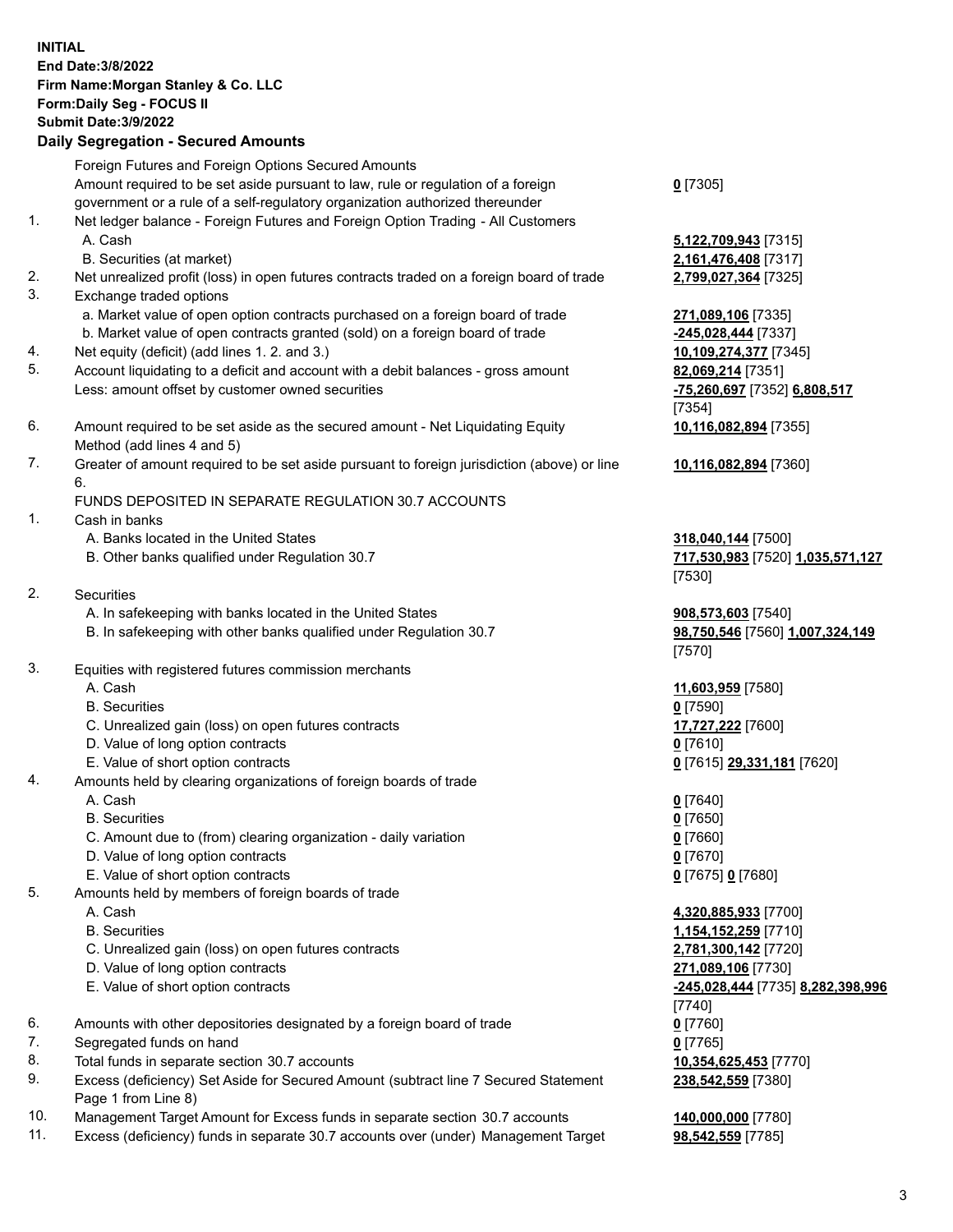**INITIAL**
**End Date:3/8/2022**
**Firm Name:Morgan Stanley & Co. LLC**
**Form:Daily Seg - FOCUS II**
**Submit Date:3/9/2022**

## Daily Segregation - Secured Amounts

| | | |
|---|---|---|
| | Foreign Futures and Foreign Options Secured Amounts | |
| | Amount required to be set aside pursuant to law, rule or regulation of a foreign government or a rule of a self-regulatory organization authorized thereunder | **0** [7305] |
| 1. | Net ledger balance - Foreign Futures and Foreign Option Trading - All Customers | |
| | A. Cash | **5,122,709,943** [7315] |
| | B. Securities (at market) | **2,161,476,408** [7317] |
| 2. | Net unrealized profit (loss) in open futures contracts traded on a foreign board of trade | **2,799,027,364** [7325] |
| 3. | Exchange traded options | |
| | a. Market value of open option contracts purchased on a foreign board of trade | **271,089,106** [7335] |
| | b. Market value of open contracts granted (sold) on a foreign board of trade | **-245,028,444** [7337] |
| 4. | Net equity (deficit) (add lines 1. 2. and 3.) | **10,109,274,377** [7345] |
| 5. | Account liquidating to a deficit and account with a debit balances - gross amount | **82,069,214** [7351] |
| | Less: amount offset by customer owned securities | **-75,260,697** [7352] **6,808,517** [7354] |
| 6. | Amount required to be set aside as the secured amount - Net Liquidating Equity Method (add lines 4 and 5) | **10,116,082,894** [7355] |
| 7. | Greater of amount required to be set aside pursuant to foreign jurisdiction (above) or line 6. | **10,116,082,894** [7360] |
| | FUNDS DEPOSITED IN SEPARATE REGULATION 30.7 ACCOUNTS | |
| 1. | Cash in banks | |
| | A. Banks located in the United States | **318,040,144** [7500] |
| | B. Other banks qualified under Regulation 30.7 | **717,530,983** [7520] **1,035,571,127** [7530] |
| 2. | Securities | |
| | A. In safekeeping with banks located in the United States | **908,573,603** [7540] |
| | B. In safekeeping with other banks qualified under Regulation 30.7 | **98,750,546** [7560] **1,007,324,149** [7570] |
| 3. | Equities with registered futures commission merchants | |
| | A. Cash | **11,603,959** [7580] |
| | B. Securities | **0** [7590] |
| | C. Unrealized gain (loss) on open futures contracts | **17,727,222** [7600] |
| | D. Value of long option contracts | **0** [7610] |
| | E. Value of short option contracts | **0** [7615] **29,331,181** [7620] |
| 4. | Amounts held by clearing organizations of foreign boards of trade | |
| | A. Cash | **0** [7640] |
| | B. Securities | **0** [7650] |
| | C. Amount due to (from) clearing organization - daily variation | **0** [7660] |
| | D. Value of long option contracts | **0** [7670] |
| | E. Value of short option contracts | **0** [7675] **0** [7680] |
| 5. | Amounts held by members of foreign boards of trade | |
| | A. Cash | **4,320,885,933** [7700] |
| | B. Securities | **1,154,152,259** [7710] |
| | C. Unrealized gain (loss) on open futures contracts | **2,781,300,142** [7720] |
| | D. Value of long option contracts | **271,089,106** [7730] |
| | E. Value of short option contracts | **-245,028,444** [7735] **8,282,398,996** [7740] |
| 6. | Amounts with other depositories designated by a foreign board of trade | **0** [7760] |
| 7. | Segregated funds on hand | **0** [7765] |
| 8. | Total funds in separate section 30.7 accounts | **10,354,625,453** [7770] |
| 9. | Excess (deficiency) Set Aside for Secured Amount (subtract line 7 Secured Statement Page 1 from Line 8) | **238,542,559** [7380] |
| 10. | Management Target Amount for Excess funds in separate section 30.7 accounts | **140,000,000** [7780] |
| 11. | Excess (deficiency) funds in separate 30.7 accounts over (under) Management Target | **98,542,559** [7785] |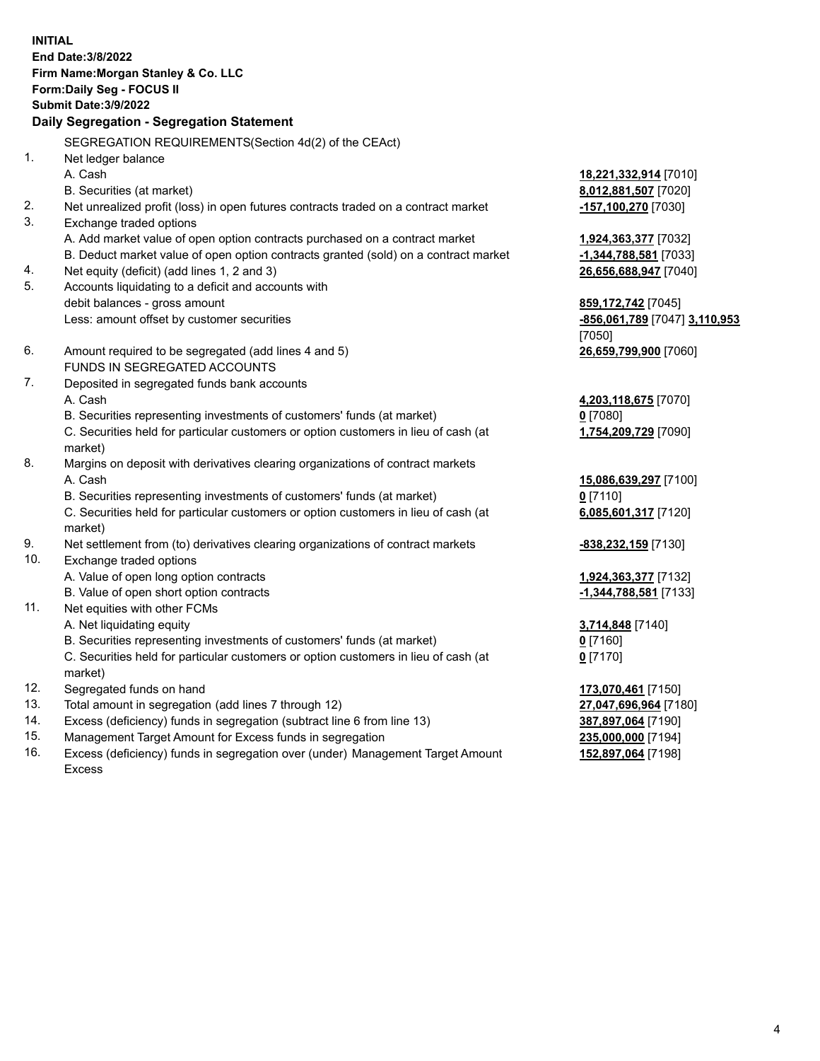**INITIAL**
**End Date:3/8/2022**
**Firm Name:Morgan Stanley & Co. LLC**
**Form:Daily Seg - FOCUS II**
**Submit Date:3/9/2022**

## Daily Segregation - Segregation Statement

SEGREGATION REQUIREMENTS(Section 4d(2) of the CEAct)

| | | |
|---|---|---|
| 1. | Net ledger balance | |
| | A. Cash | **18,221,332,914** [7010] |
| | B. Securities (at market) | **8,012,881,507** [7020] |
| 2. | Net unrealized profit (loss) in open futures contracts traded on a contract market | **-157,100,270** [7030] |
| 3. | Exchange traded options | |
| | A. Add market value of open option contracts purchased on a contract market | **1,924,363,377** [7032] |
| | B. Deduct market value of open option contracts granted (sold) on a contract market | **-1,344,788,581** [7033] |
| 4. | Net equity (deficit) (add lines 1, 2 and 3) | **26,656,688,947** [7040] |
| 5. | Accounts liquidating to a deficit and accounts with debit balances - gross amount | **859,172,742** [7045] |
| | Less: amount offset by customer securities | **-856,061,789** [7047] **3,110,953** [7050] |
| 6. | Amount required to be segregated (add lines 4 and 5) | **26,659,799,900** [7060] |
| | FUNDS IN SEGREGATED ACCOUNTS | |
| 7. | Deposited in segregated funds bank accounts | |
| | A. Cash | **4,203,118,675** [7070] |
| | B. Securities representing investments of customers' funds (at market) | **0** [7080] |
| | C. Securities held for particular customers or option customers in lieu of cash (at market) | **1,754,209,729** [7090] |
| 8. | Margins on deposit with derivatives clearing organizations of contract markets | |
| | A. Cash | **15,086,639,297** [7100] |
| | B. Securities representing investments of customers' funds (at market) | **0** [7110] |
| | C. Securities held for particular customers or option customers in lieu of cash (at market) | **6,085,601,317** [7120] |
| 9. | Net settlement from (to) derivatives clearing organizations of contract markets | **-838,232,159** [7130] |
| 10. | Exchange traded options | |
| | A. Value of open long option contracts | **1,924,363,377** [7132] |
| | B. Value of open short option contracts | **-1,344,788,581** [7133] |
| 11. | Net equities with other FCMs | |
| | A. Net liquidating equity | **3,714,848** [7140] |
| | B. Securities representing investments of customers' funds (at market) | **0** [7160] |
| | C. Securities held for particular customers or option customers in lieu of cash (at market) | **0** [7170] |
| 12. | Segregated funds on hand | **173,070,461** [7150] |
| 13. | Total amount in segregation (add lines 7 through 12) | **27,047,696,964** [7180] |
| 14. | Excess (deficiency) funds in segregation (subtract line 6 from line 13) | **387,897,064** [7190] |
| 15. | Management Target Amount for Excess funds in segregation | **235,000,000** [7194] |
| 16. | Excess (deficiency) funds in segregation over (under) Management Target Amount Excess | **152,897,064** [7198] |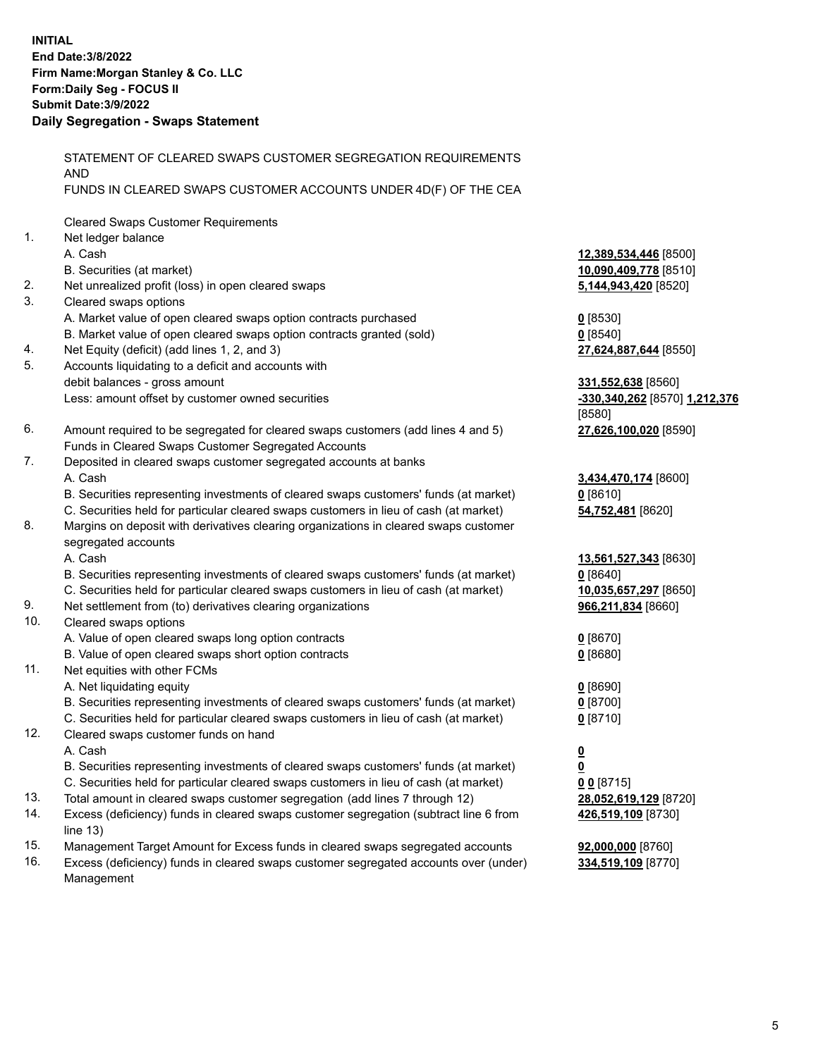**INITIAL**
**End Date:3/8/2022**
**Firm Name:Morgan Stanley & Co. LLC**
**Form:Daily Seg - FOCUS II**
**Submit Date:3/9/2022**
**Daily Segregation - Swaps Statement**

STATEMENT OF CLEARED SWAPS CUSTOMER SEGREGATION REQUIREMENTS AND
FUNDS IN CLEARED SWAPS CUSTOMER ACCOUNTS UNDER 4D(F) OF THE CEA

| | | |
|---|---|---|
| | Cleared Swaps Customer Requirements | |
| 1. | Net ledger balance | |
| | A. Cash | **12,389,534,446** [8500] |
| | B. Securities (at market) | **10,090,409,778** [8510] |
| 2. | Net unrealized profit (loss) in open cleared swaps | **5,144,943,420** [8520] |
| 3. | Cleared swaps options | |
| | A. Market value of open cleared swaps option contracts purchased | **0** [8530] |
| | B. Market value of open cleared swaps option contracts granted (sold) | **0** [8540] |
| 4. | Net Equity (deficit) (add lines 1, 2, and 3) | **27,624,887,644** [8550] |
| 5. | Accounts liquidating to a deficit and accounts with debit balances - gross amount | **331,552,638** [8560] |
| | Less: amount offset by customer owned securities | **-330,340,262** [8570] **1,212,376** [8580] |
| 6. | Amount required to be segregated for cleared swaps customers (add lines 4 and 5) | **27,626,100,020** [8590] |
| | Funds in Cleared Swaps Customer Segregated Accounts | |
| 7. | Deposited in cleared swaps customer segregated accounts at banks | |
| | A. Cash | **3,434,470,174** [8600] |
| | B. Securities representing investments of cleared swaps customers' funds (at market) | **0** [8610] |
| | C. Securities held for particular cleared swaps customers in lieu of cash (at market) | **54,752,481** [8620] |
| 8. | Margins on deposit with derivatives clearing organizations in cleared swaps customer segregated accounts | |
| | A. Cash | **13,561,527,343** [8630] |
| | B. Securities representing investments of cleared swaps customers' funds (at market) | **0** [8640] |
| | C. Securities held for particular cleared swaps customers in lieu of cash (at market) | **10,035,657,297** [8650] |
| 9. | Net settlement from (to) derivatives clearing organizations | **966,211,834** [8660] |
| 10. | Cleared swaps options | |
| | A. Value of open cleared swaps long option contracts | **0** [8670] |
| | B. Value of open cleared swaps short option contracts | **0** [8680] |
| 11. | Net equities with other FCMs | |
| | A. Net liquidating equity | **0** [8690] |
| | B. Securities representing investments of cleared swaps customers' funds (at market) | **0** [8700] |
| | C. Securities held for particular cleared swaps customers in lieu of cash (at market) | **0** [8710] |
| 12. | Cleared swaps customer funds on hand | |
| | A. Cash | **0** |
| | B. Securities representing investments of cleared swaps customers' funds (at market) | **0** |
| | C. Securities held for particular cleared swaps customers in lieu of cash (at market) | **0** **0** [8715] |
| 13. | Total amount in cleared swaps customer segregation (add lines 7 through 12) | **28,052,619,129** [8720] |
| 14. | Excess (deficiency) funds in cleared swaps customer segregation (subtract line 6 from line 13) | **426,519,109** [8730] |
| 15. | Management Target Amount for Excess funds in cleared swaps segregated accounts | **92,000,000** [8760] |
| 16. | Excess (deficiency) funds in cleared swaps customer segregated accounts over (under) Management | **334,519,109** [8770] |